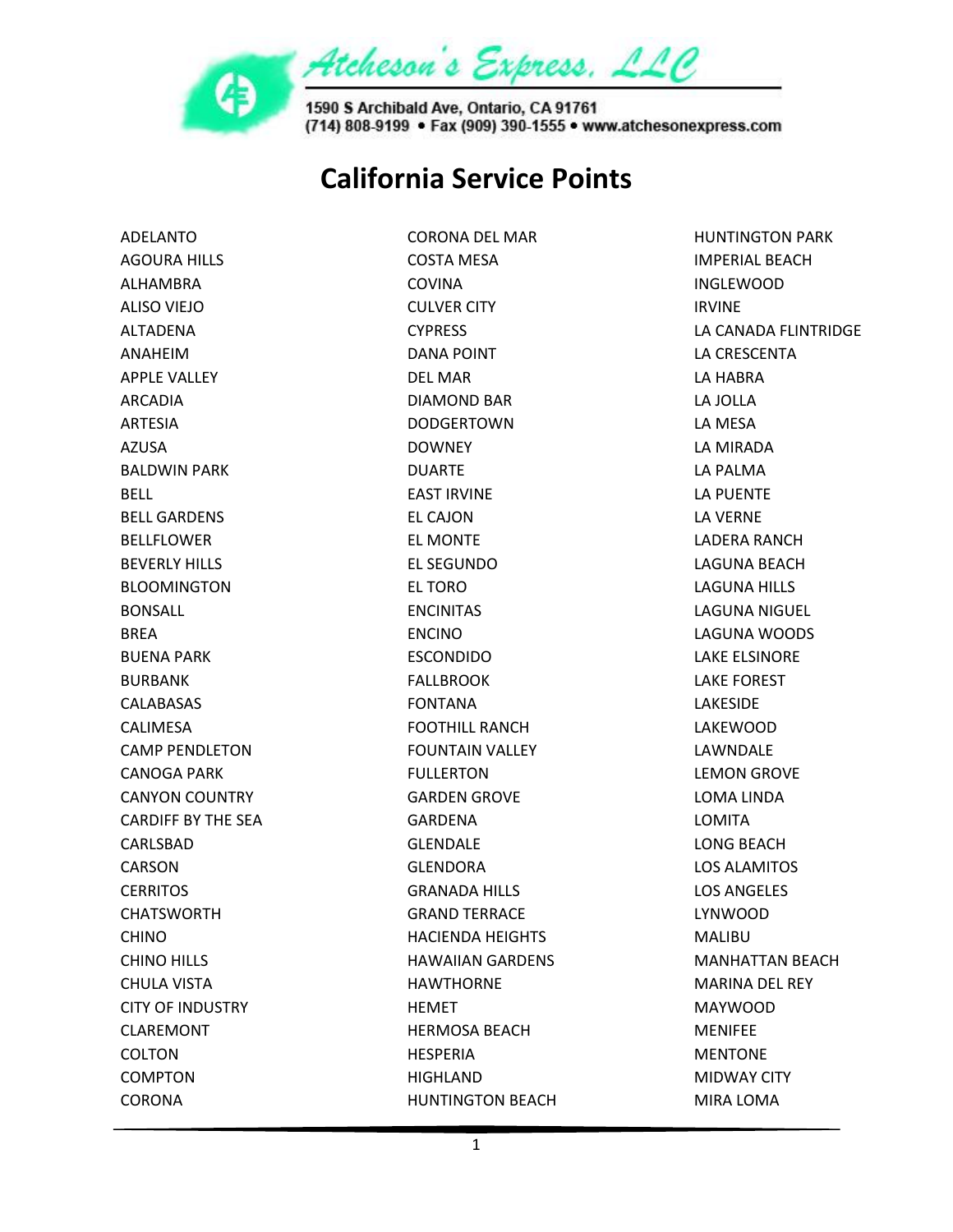Atcheson's Express, LLC

1590 S Archibald Ave, Ontario, CA 91761
(714) 808-9199 • Fax (909) 390-1555 • www.atchesonexpress.com

# California Service Points

ADELANTO
AGOURA HILLS
ALHAMBRA
ALISO VIEJO
ALTADENA
ANAHEIM
APPLE VALLEY
ARCADIA
ARTESIA
AZUSA
BALDWIN PARK
BELL
BELL GARDENS
BELLFLOWER
BEVERLY HILLS
BLOOMINGTON
BONSALL
BREA
BUENA PARK
BURBANK
CALABASAS
CALIMESA
CAMP PENDLETON
CANOGA PARK
CANYON COUNTRY
CARDIFF BY THE SEA
CARLSBAD
CARSON
CERRITOS
CHATSWORTH
CHINO
CHINO HILLS
CHULA VISTA
CITY OF INDUSTRY
CLAREMONT
COLTON
COMPTON
CORONA
CORONA DEL MAR
COSTA MESA
COVINA
CULVER CITY
CYPRESS
DANA POINT
DEL MAR
DIAMOND BAR
DODGERTOWN
DOWNEY
DUARTE
EAST IRVINE
EL CAJON
EL MONTE
EL SEGUNDO
EL TORO
ENCINITAS
ENCINO
ESCONDIDO
FALLBROOK
FONTANA
FOOTHILL RANCH
FOUNTAIN VALLEY
FULLERTON
GARDEN GROVE
GARDENA
GLENDALE
GLENDORA
GRANADA HILLS
GRAND TERRACE
HACIENDA HEIGHTS
HAWAIIAN GARDENS
HAWTHORNE
HEMET
HERMOSA BEACH
HESPERIA
HIGHLAND
HUNTINGTON BEACH
HUNTINGTON PARK
IMPERIAL BEACH
INGLEWOOD
IRVINE
LA CANADA FLINTRIDGE
LA CRESCENTA
LA HABRA
LA JOLLA
LA MESA
LA MIRADA
LA PALMA
LA PUENTE
LA VERNE
LADERA RANCH
LAGUNA BEACH
LAGUNA HILLS
LAGUNA NIGUEL
LAGUNA WOODS
LAKE ELSINORE
LAKE FOREST
LAKESIDE
LAKEWOOD
LAWNDALE
LEMON GROVE
LOMA LINDA
LOMITA
LONG BEACH
LOS ALAMITOS
LOS ANGELES
LYNWOOD
MALIBU
MANHATTAN BEACH
MARINA DEL REY
MAYWOOD
MENIFEE
MENTONE
MIDWAY CITY
MIRA LOMA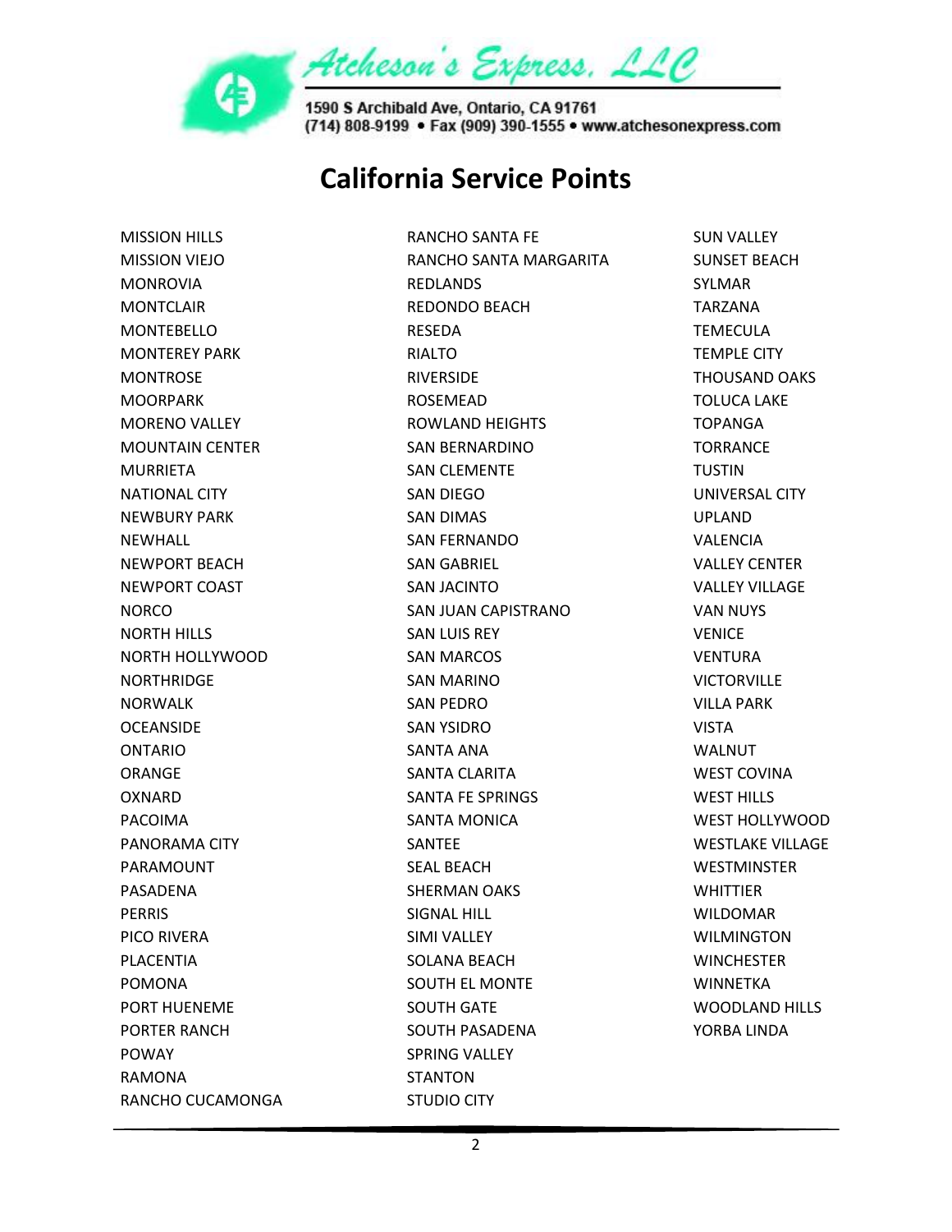Atcheson's Express, LLC

1590 S Archibald Ave, Ontario, CA 91761
(714) 808-9199 • Fax (909) 390-1555 • www.atchesonexpress.com

# California Service Points

MISSION HILLS
MISSION VIEJO
MONROVIA
MONTCLAIR
MONTEBELLO
MONTEREY PARK
MONTROSE
MOORPARK
MORENO VALLEY
MOUNTAIN CENTER
MURRIETA
NATIONAL CITY
NEWBURY PARK
NEWHALL
NEWPORT BEACH
NEWPORT COAST
NORCO
NORTH HILLS
NORTH HOLLYWOOD
NORTHRIDGE
NORWALK
OCEANSIDE
ONTARIO
ORANGE
OXNARD
PACOIMA
PANORAMA CITY
PARAMOUNT
PASADENA
PERRIS
PICO RIVERA
PLACENTIA
POMONA
PORT HUENEME
PORTER RANCH
POWAY
RAMONA
RANCHO CUCAMONGA
RANCHO SANTA FE
RANCHO SANTA MARGARITA
REDLANDS
REDONDO BEACH
RESEDA
RIALTO
RIVERSIDE
ROSEMEAD
ROWLAND HEIGHTS
SAN BERNARDINO
SAN CLEMENTE
SAN DIEGO
SAN DIMAS
SAN FERNANDO
SAN GABRIEL
SAN JACINTO
SAN JUAN CAPISTRANO
SAN LUIS REY
SAN MARCOS
SAN MARINO
SAN PEDRO
SAN YSIDRO
SANTA ANA
SANTA CLARITA
SANTA FE SPRINGS
SANTA MONICA
SANTEE
SEAL BEACH
SHERMAN OAKS
SIGNAL HILL
SIMI VALLEY
SOLANA BEACH
SOUTH EL MONTE
SOUTH GATE
SOUTH PASADENA
SPRING VALLEY
STANTON
STUDIO CITY
SUN VALLEY
SUNSET BEACH
SYLMAR
TARZANA
TEMECULA
TEMPLE CITY
THOUSAND OAKS
TOLUCA LAKE
TOPANGA
TORRANCE
TUSTIN
UNIVERSAL CITY
UPLAND
VALENCIA
VALLEY CENTER
VALLEY VILLAGE
VAN NUYS
VENICE
VENTURA
VICTORVILLE
VILLA PARK
VISTA
WALNUT
WEST COVINA
WEST HILLS
WEST HOLLYWOOD
WESTLAKE VILLAGE
WESTMINSTER
WHITTIER
WILDOMAR
WILMINGTON
WINCHESTER
WINNETKA
WOODLAND HILLS
YORBA LINDA